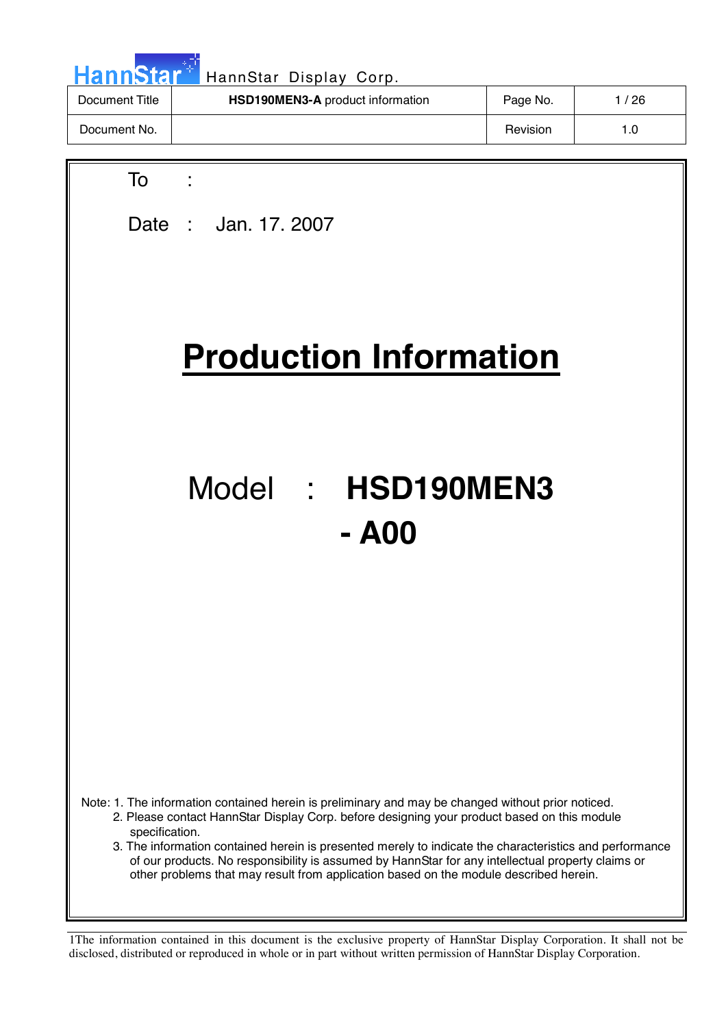HannStar Display Corp.

| Document Title | **HSD190MEN3-A** product information | Page No. | 1 / 26 |
| --- | --- | --- | --- |
| Document No. | | Revision | 1.0 |

To :

Date : Jan. 17. 2007

# Production Information

## Model : **HSD190MEN3 - A00**

Note: 1. The information contained herein is preliminary and may be changed without prior noticed.
2. Please contact HannStar Display Corp. before designing your product based on this module specification.
3. The information contained herein is presented merely to indicate the characteristics and performance of our products. No responsibility is assumed by HannStar for any intellectual property claims or other problems that may result from application based on the module described herein.

1The information contained in this document is the exclusive property of HannStar Display Corporation. It shall not be disclosed, distributed or reproduced in whole or in part without written permission of HannStar Display Corporation.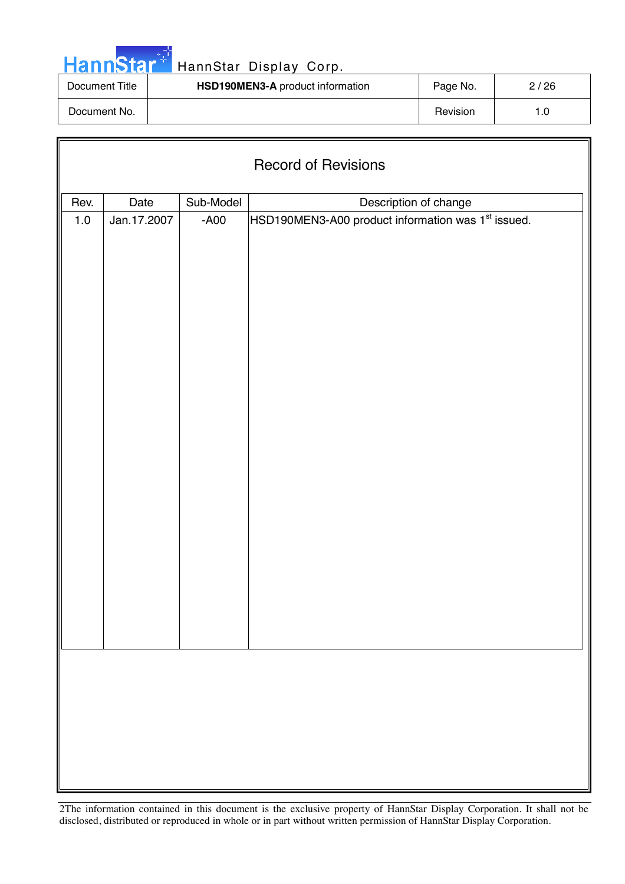# Record of Revisions

| Rev. | Date | Sub-Model | Description of change |
|---|---|---|---|
| 1.0 | Jan.17.2007 | -A00 | HSD190MEN3-A00 product information was 1st issued. |

The information contained in this document is the exclusive property of HannStar Display Corporation. It shall not be disclosed, distributed or reproduced in whole or in part without written permission of HannStar Display Corporation.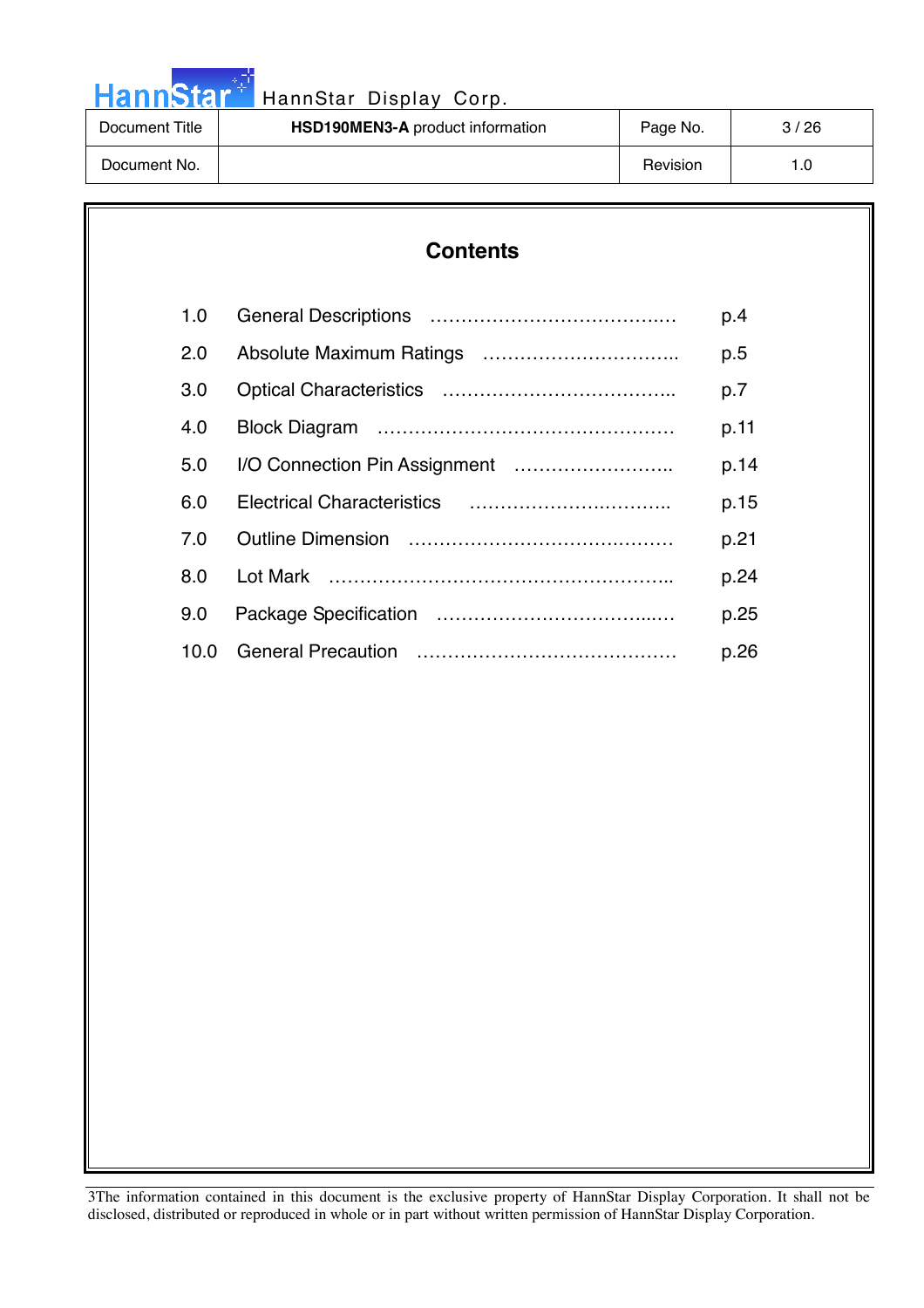# Contents

| | | |
|---|---|---|
| 1.0 | General Descriptions …………………………….… | p.4 |
| 2.0 | Absolute Maximum Ratings ………………………….. | p.5 |
| 3.0 | Optical Characteristics ……………………………….. | p.7 |
| 4.0 | Block Diagram ………………………………………… | p.11 |
| 5.0 | I/O Connection Pin Assignment …………………….. | p.14 |
| 6.0 | Electrical Characteristics ………………….……….. | p.15 |
| 7.0 | Outline Dimension ……………………………….…… | p.21 |
| 8.0 | Lot Mark ……………………………………….……….. | p.24 |
| 9.0 | Package Specification ……………………………..… | p.25 |
| 10.0 | General Precaution …………………………………… | p.26 |

3The information contained in this document is the exclusive property of HannStar Display Corporation. It shall not be disclosed, distributed or reproduced in whole or in part without written permission of HannStar Display Corporation.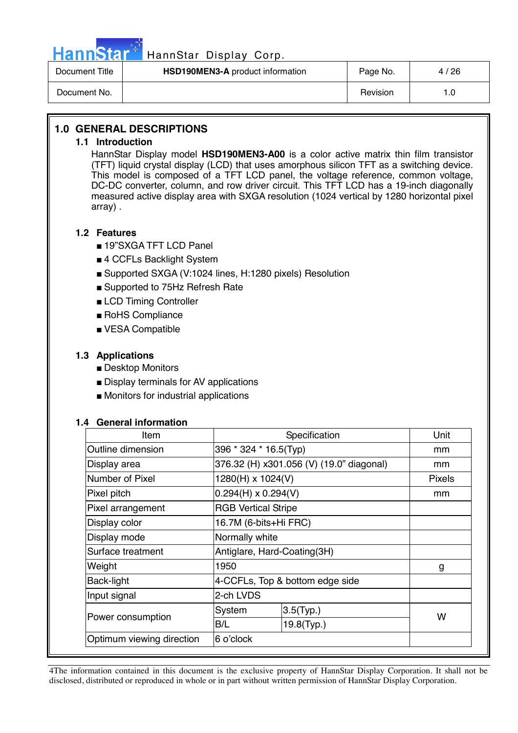# 1.0 GENERAL DESCRIPTIONS

## 1.1 Introduction

HannStar Display model **HSD190MEN3-A00** is a color active matrix thin film transistor (TFT) liquid crystal display (LCD) that uses amorphous silicon TFT as a switching device. This model is composed of a TFT LCD panel, the voltage reference, common voltage, DC-DC converter, column, and row driver circuit. This TFT LCD has a 19-inch diagonally measured active display area with SXGA resolution (1024 vertical by 1280 horizontal pixel array) .

## 1.2 Features

- 19"SXGA TFT LCD Panel
- 4 CCFLs Backlight System
- Supported SXGA (V:1024 lines, H:1280 pixels) Resolution
- Supported to 75Hz Refresh Rate
- LCD Timing Controller
- RoHS Compliance
- VESA Compatible

## 1.3 Applications

- Desktop Monitors
- Display terminals for AV applications
- Monitors for industrial applications

## 1.4 General information

| Item | Specification | | Unit |
|---|---|---|---|
| Outline dimension | 396 * 324 * 16.5(Typ) | | mm |
| Display area | 376.32 (H) x301.056 (V) (19.0" diagonal) | | mm |
| Number of Pixel | 1280(H) x 1024(V) | | Pixels |
| Pixel pitch | 0.294(H) x 0.294(V) | | mm |
| Pixel arrangement | RGB Vertical Stripe | | |
| Display color | 16.7M (6-bits+Hi FRC) | | |
| Display mode | Normally white | | |
| Surface treatment | Antiglare, Hard-Coating(3H) | | |
| Weight | 1950 | | g |
| Back-light | 4-CCFLs, Top & bottom edge side | | |
| Input signal | 2-ch LVDS | | |
| Power consumption | System | 3.5(Typ.) | W |
| | B/L | 19.8(Typ.) | |
| Optimum viewing direction | 6 o'clock | | |

4The information contained in this document is the exclusive property of HannStar Display Corporation. It shall not be disclosed, distributed or reproduced in whole or in part without written permission of HannStar Display Corporation.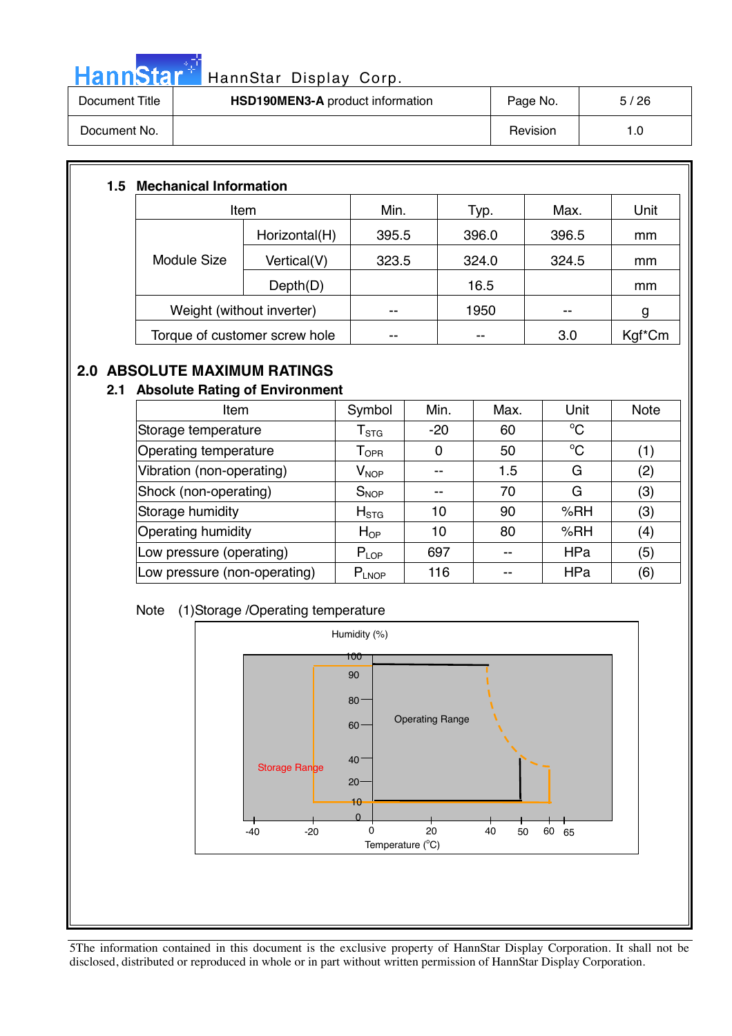## 1.5 Mechanical Information

| Item | | Min. | Typ. | Max. | Unit |
|---|---|---|---|---|---|
| Module Size | Horizontal(H) | 395.5 | 396.0 | 396.5 | mm |
| | Vertical(V) | 323.5 | 324.0 | 324.5 | mm |
| | Depth(D) | | 16.5 | | mm |
| Weight (without inverter) | | -- | 1950 | -- | g |
| Torque of customer screw hole | | -- | -- | 3.0 | Kgf*Cm |

# 2.0 ABSOLUTE MAXIMUM RATINGS

## 2.1 Absolute Rating of Environment

| Item | Symbol | Min. | Max. | Unit | Note |
|---|---|---|---|---|---|
| Storage temperature | $T_{STG}$ | -20 | 60 | °C | |
| Operating temperature | $T_{OPR}$ | 0 | 50 | °C | (1) |
| Vibration (non-operating) | $V_{NOP}$ | -- | 1.5 | G | (2) |
| Shock (non-operating) | $S_{NOP}$ | -- | 70 | G | (3) |
| Storage humidity | $H_{STG}$ | 10 | 90 | %RH | (3) |
| Operating humidity | $H_{OP}$ | 10 | 80 | %RH | (4) |
| Low pressure (operating) | $P_{LOP}$ | 697 | -- | HPa | (5) |
| Low pressure (non-operating) | $P_{LNOP}$ | 116 | -- | HPa | (6) |

Note (1)Storage /Operating temperature

Humidity (%)

Operating Range

Storage Range

Temperature (°C)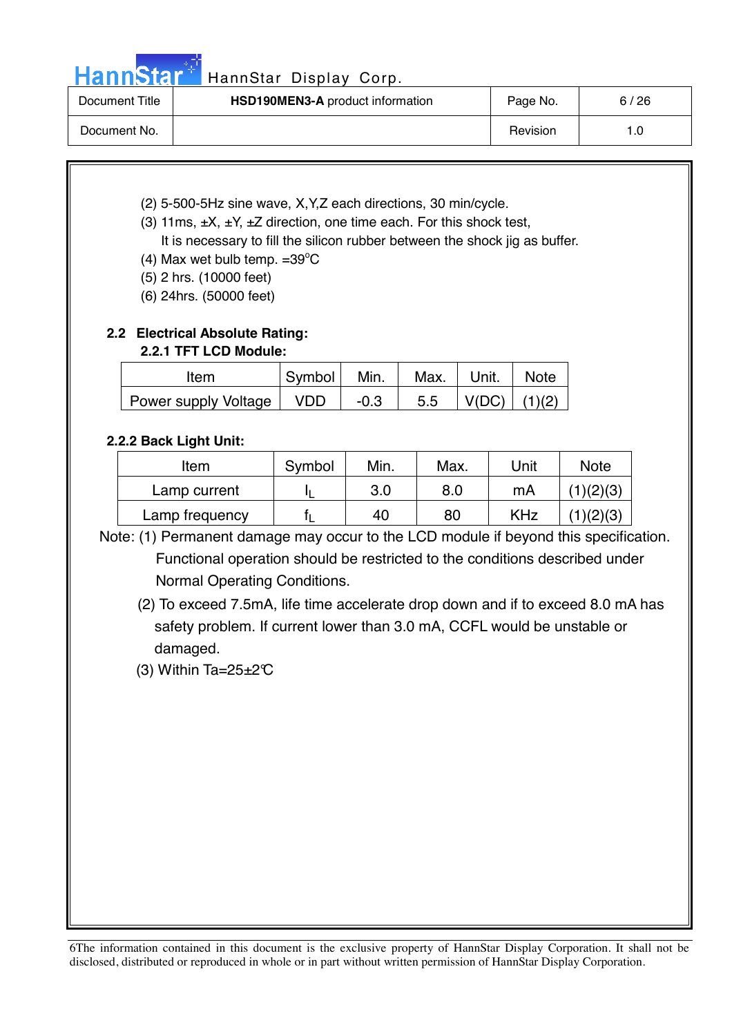(2) 5-500-5Hz sine wave, X,Y,Z each directions, 30 min/cycle.

(3) 11ms, ±X, ±Y, ±Z direction, one time each. For this shock test,
It is necessary to fill the silicon rubber between the shock jig as buffer.

(4) Max wet bulb temp. =39°C

(5) 2 hrs. (10000 feet)

(6) 24hrs. (50000 feet)

## 2.2 Electrical Absolute Rating:

### 2.2.1 TFT LCD Module:

| Item | Symbol | Min. | Max. | Unit. | Note |
|---|---|---|---|---|---|
| Power supply Voltage | VDD | -0.3 | 5.5 | V(DC) | (1)(2) |

### 2.2.2 Back Light Unit:

| Item | Symbol | Min. | Max. | Unit | Note |
|---|---|---|---|---|---|
| Lamp current | $I_L$ | 3.0 | 8.0 | mA | (1)(2)(3) |
| Lamp frequency | $f_L$ | 40 | 80 | KHz | (1)(2)(3) |

Note: (1) Permanent damage may occur to the LCD module if beyond this specification. Functional operation should be restricted to the conditions described under Normal Operating Conditions.

(2) To exceed 7.5mA, life time accelerate drop down and if to exceed 8.0 mA has safety problem. If current lower than 3.0 mA, CCFL would be unstable or damaged.

(3) Within Ta=25±2℃

6The information contained in this document is the exclusive property of HannStar Display Corporation. It shall not be disclosed, distributed or reproduced in whole or in part without written permission of HannStar Display Corporation.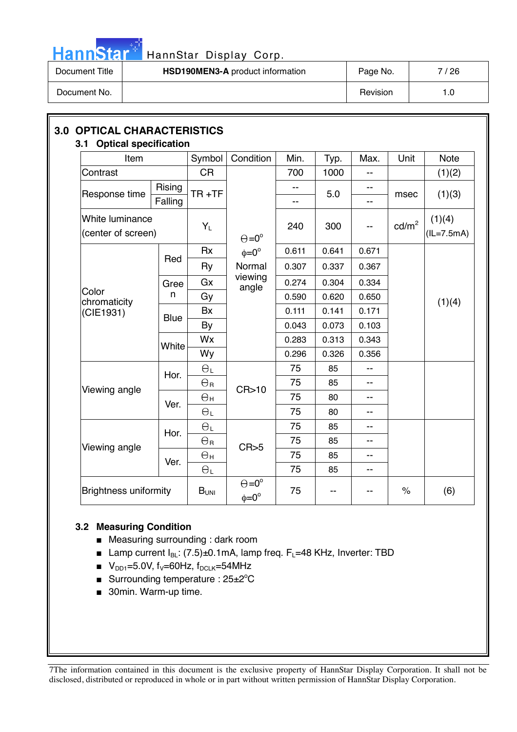## 3.0 OPTICAL CHARACTERISTICS

### 3.1 Optical specification

| Item | | Symbol | Condition | Min. | Typ. | Max. | Unit | Note |
|---|---|---|---|---|---|---|---|---|
| Contrast | | CR | Θ=0° ϕ=0° Normal viewing angle | 700 | 1000 | -- | | (1)(2) |
| Response time | Rising | TR +TF | | -- | 5.0 | -- | msec | (1)(3) |
| | Falling | | | -- | | -- | | |
| White luminance (center of screen) | | $Y_L$ | | 240 | 300 | -- | cd/m² | (1)(4) (IL=7.5mA) |
| Color chromaticity (CIE1931) | Red | Rx | | 0.611 | 0.641 | 0.671 | | (1)(4) |
| | | Ry | | 0.307 | 0.337 | 0.367 | | |
| | Green | Gx | | 0.274 | 0.304 | 0.334 | | |
| | | Gy | | 0.590 | 0.620 | 0.650 | | |
| | Blue | Bx | | 0.111 | 0.141 | 0.171 | | |
| | | By | | 0.043 | 0.073 | 0.103 | | |
| | White | Wx | | 0.283 | 0.313 | 0.343 | | |
| | | Wy | | 0.296 | 0.326 | 0.356 | | |
| Viewing angle | Hor. | $\Theta_L$ | CR>10 | 75 | 85 | -- | | |
| | | $\Theta_R$ | | 75 | 85 | -- | | |
| | Ver. | $\Theta_H$ | | 75 | 80 | -- | | |
| | | $\Theta_L$ | | 75 | 80 | -- | | |
| Viewing angle | Hor. | $\Theta_L$ | CR>5 | 75 | 85 | -- | | |
| | | $\Theta_R$ | | 75 | 85 | -- | | |
| | Ver. | $\Theta_H$ | | 75 | 85 | -- | | |
| | | $\Theta_L$ | | 75 | 85 | -- | | |
| Brightness uniformity | | $B_{UNI}$ | Θ=0° ϕ=0° | 75 | -- | -- | % | (6) |

### 3.2 Measuring Condition

- Measuring surrounding : dark room
- Lamp current $I_{BL}$: (7.5)±0.1mA, lamp freq. $F_L$=48 KHz, Inverter: TBD
- $V_{DD1}$=5.0V, $f_V$=60Hz, $f_{DCLK}$=54MHz
- Surrounding temperature : 25±2°C
- 30min. Warm-up time.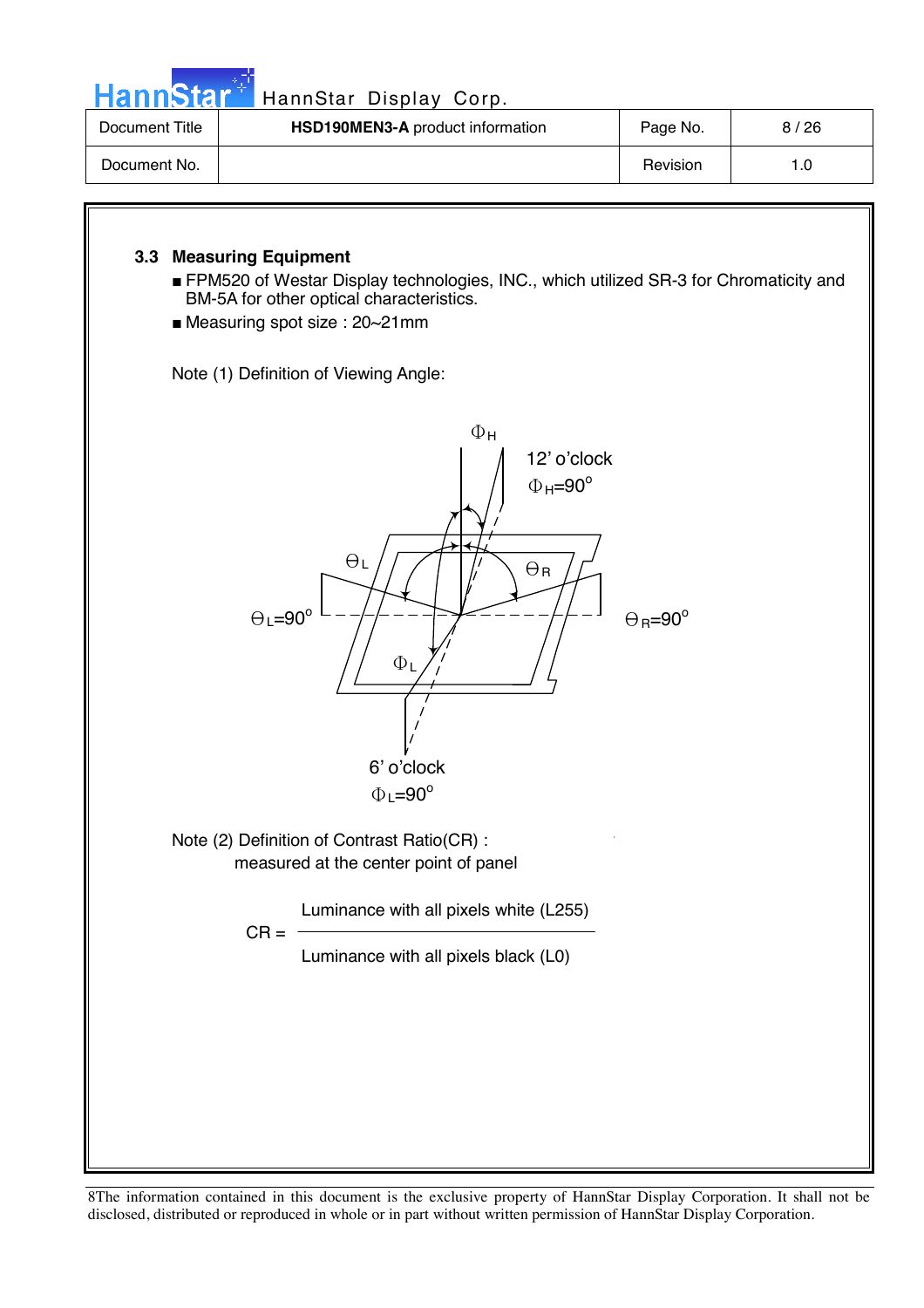### 3.3 Measuring Equipment

- FPM520 of Westar Display technologies, INC., which utilized SR-3 for Chromaticity and BM-5A for other optical characteristics.
- Measuring spot size : 20~21mm

Note (1) Definition of Viewing Angle:

$\Phi_H$

12' o'clock
$\Phi_H$=90°

$\Theta_L$　　$\Theta_R$

$\Theta_L$=90°　　$\Theta_R$=90°

$\Phi_L$

6' o'clock
$\Phi_L$=90°

Note (2) Definition of Contrast Ratio(CR) :
measured at the center point of panel

$$CR = \frac{\text{Luminance with all pixels white (L255)}}{\text{Luminance with all pixels black (L0)}}$$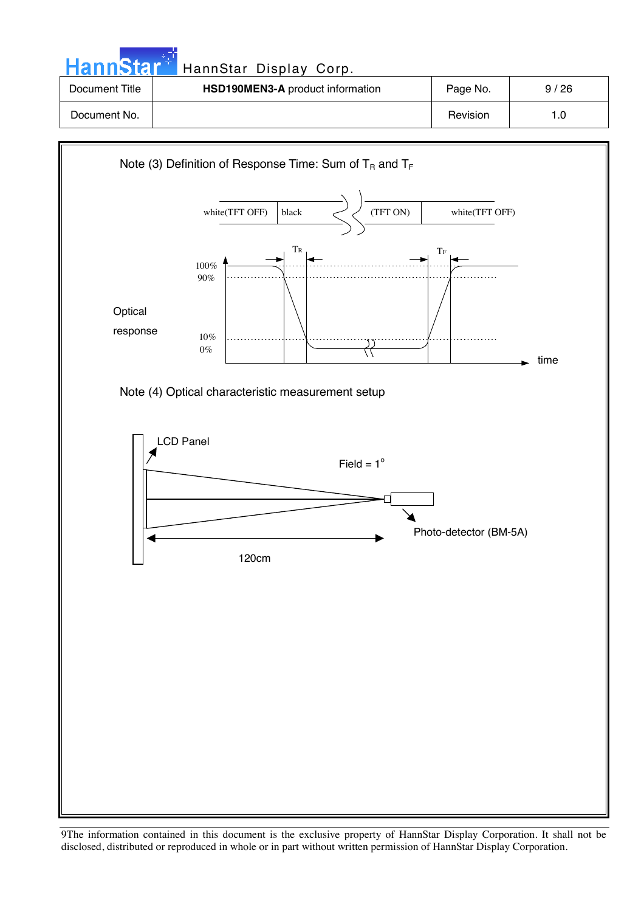Note (3) Definition of Response Time: Sum of $T_R$ and $T_F$

white(TFT OFF) | black | (TFT ON) | white(TFT OFF)

$T_R$ $T_F$

100%
90%

Optical response

10%
0%

time

Note (4) Optical characteristic measurement setup

LCD Panel

Field = 1°

Photo-detector (BM-5A)

120cm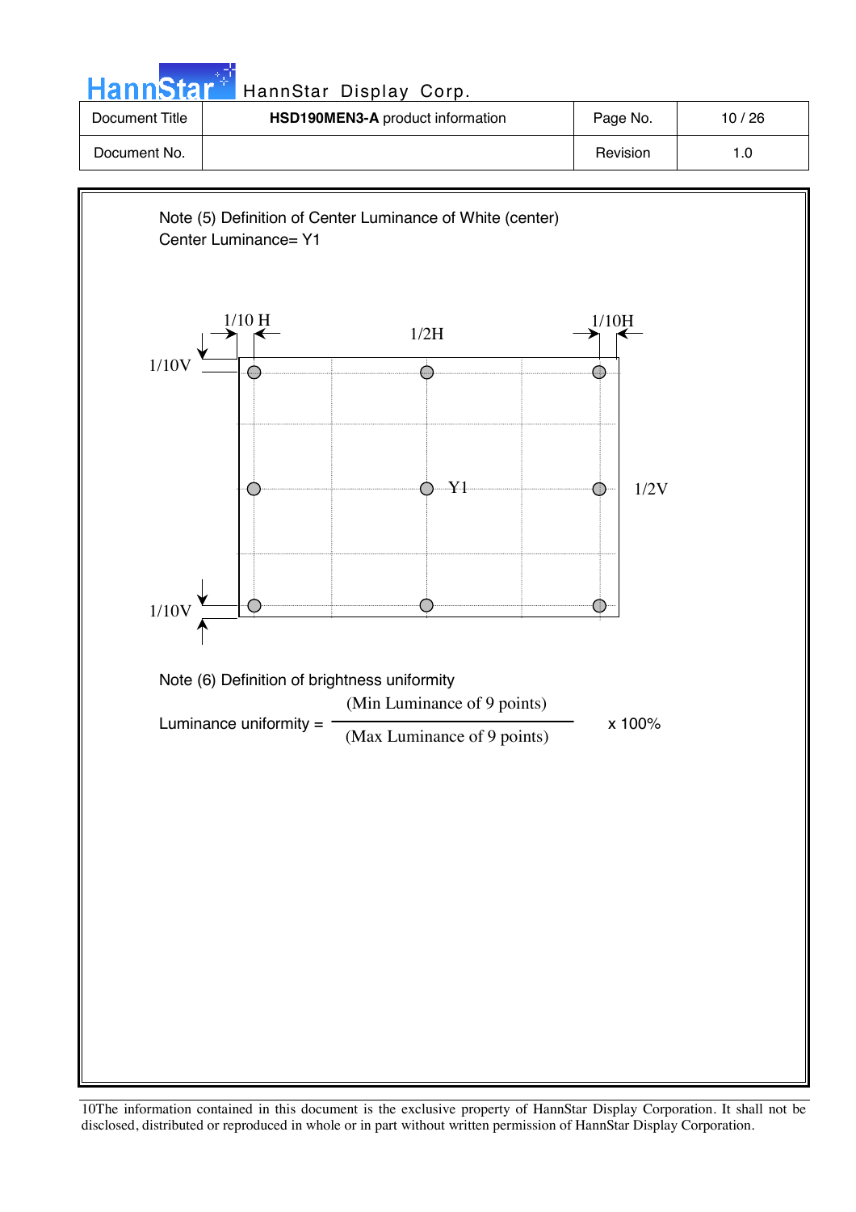Note (5) Definition of Center Luminance of White (center)

Center Luminance= Y1

1/10 H　　　1/2H　　　1/10H

1/10V

Y1　　1/2V

1/10V

Note (6) Definition of brightness uniformity

$$\text{Luminance uniformity} = \frac{\text{(Min Luminance of 9 points)}}{\text{(Max Luminance of 9 points)}} \times 100\%$$

The information contained in this document is the exclusive property of HannStar Display Corporation. It shall not be disclosed, distributed or reproduced in whole or in part without written permission of HannStar Display Corporation.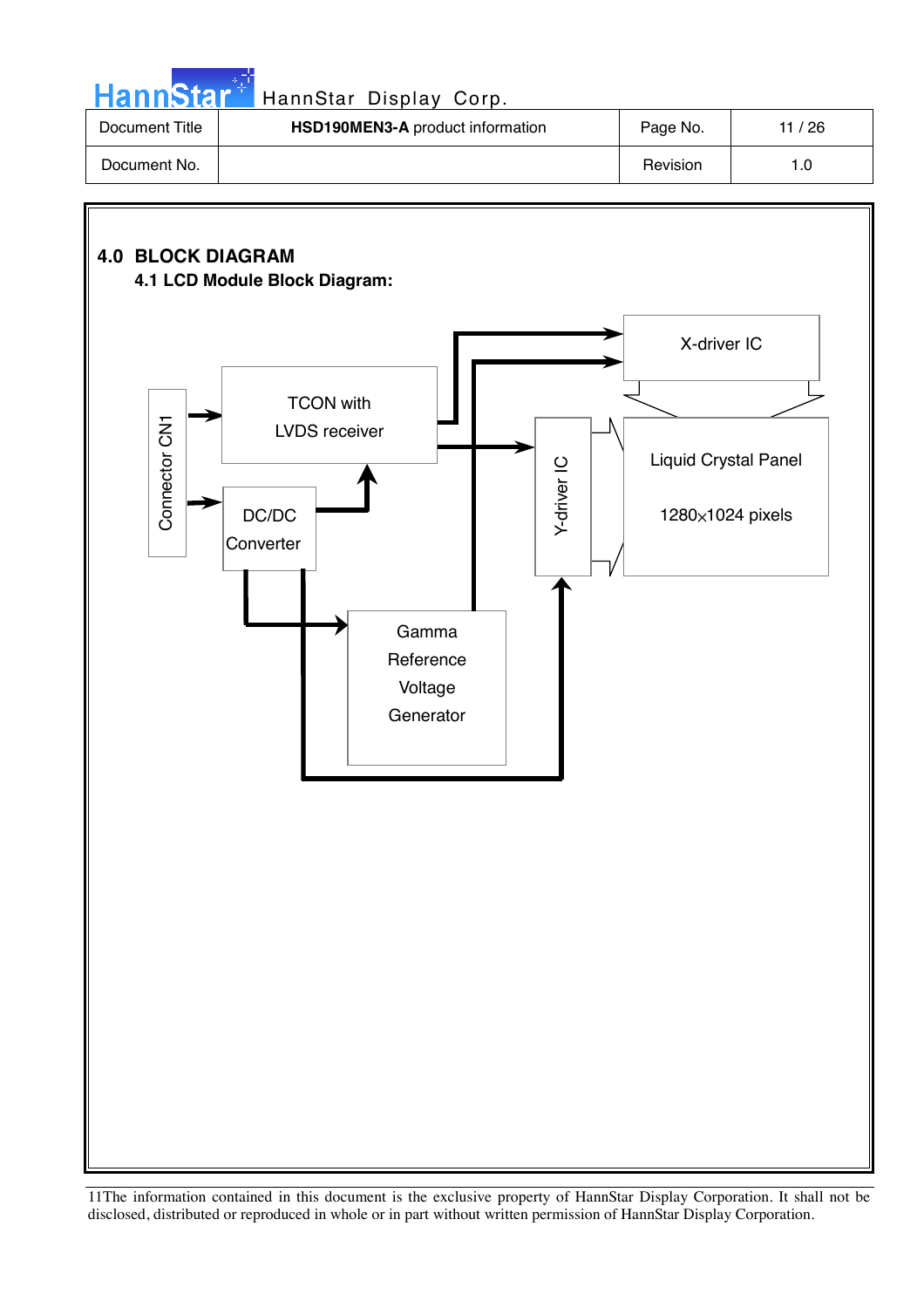## 4.0 BLOCK DIAGRAM

### 4.1 LCD Module Block Diagram:

Connector CN1

TCON with LVDS receiver

DC/DC Converter

Gamma Reference Voltage Generator

X-driver IC

Y-driver IC

Liquid Crystal Panel

1280×1024 pixels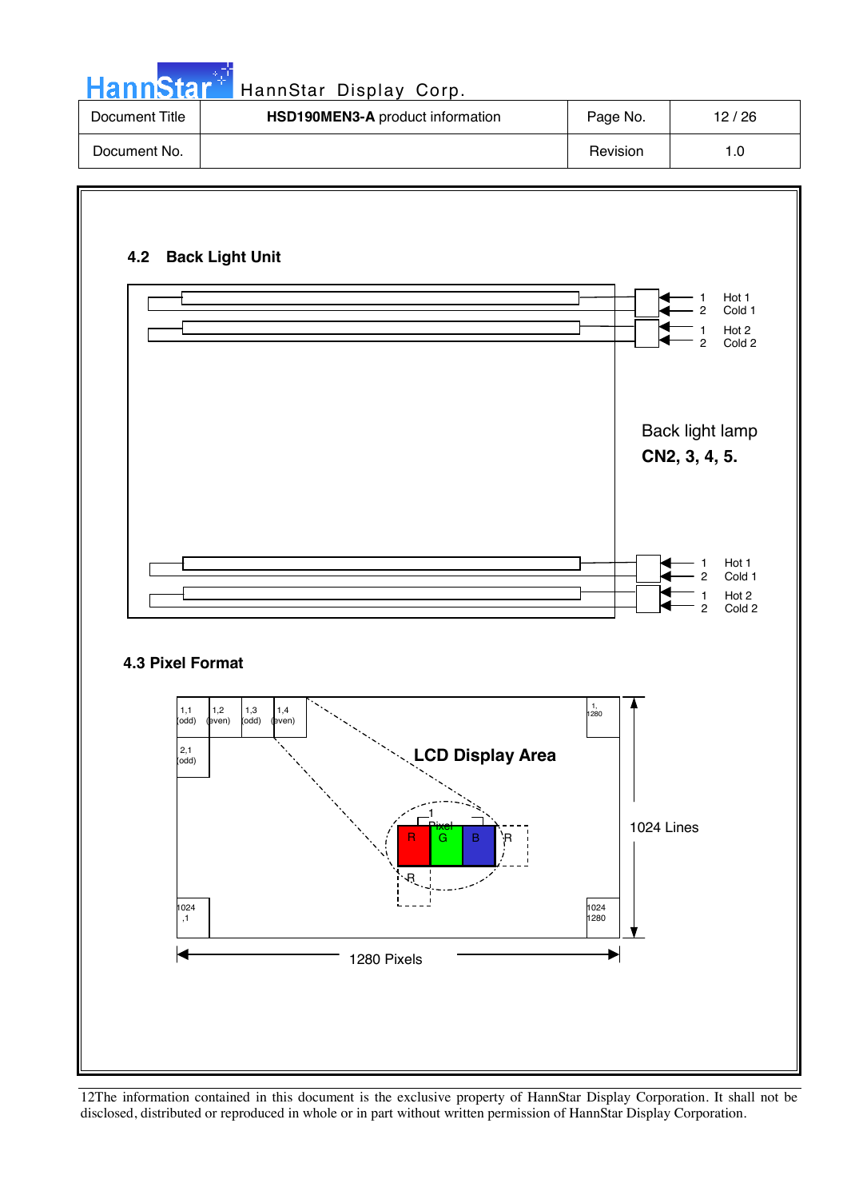## 4.2 Back Light Unit

| | | |
|---|---|---|
| 1 | Hot 1 | |
| 2 | Cold 1 | |
| 1 | Hot 2 | |
| 2 | Cold 2 | |

Back light lamp

**CN2, 3, 4, 5.**

| | |
|---|---|
| 1 | Hot 1 |
| 2 | Cold 1 |
| 1 | Hot 2 |
| 2 | Cold 2 |

## 4.3 Pixel Format

1,1 (odd) | 1,2 (even) | 1,3 (odd) | 1,4 (even) | 1, 1280

2,1 (odd)

**LCD Display Area**

1 Pixel

R G B R

R

1024 ,1 | 1024 1280

1024 Lines

1280 Pixels

12The information contained in this document is the exclusive property of HannStar Display Corporation. It shall not be disclosed, distributed or reproduced in whole or in part without written permission of HannStar Display Corporation.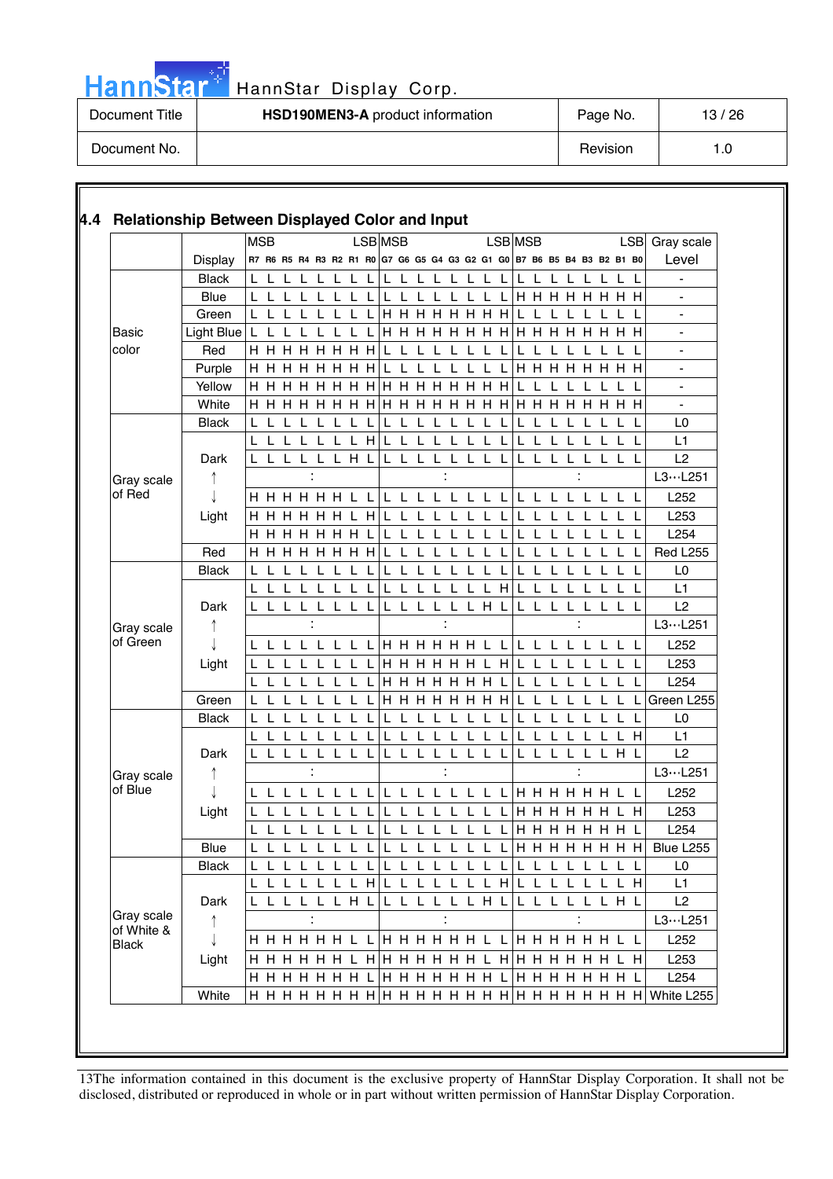## 4.4 Relationship Between Displayed Color and Input

|  | Display | R7 (MSB) | R6 | R5 | R4 | R3 | R2 | R1 | R0 (LSB) | G7 (MSB) | G6 | G5 | G4 | G3 | G2 | G1 | G0 (LSB) | B7 (MSB) | B6 | B5 | B4 | B3 | B2 | B1 | B0 (LSB) | Gray scale Level |
|---|---|---|---|---|---|---|---|---|---|---|---|---|---|---|---|---|---|---|---|---|---|---|---|---|---|---|
| Basic color | Black | L | L | L | L | L | L | L | L | L | L | L | L | L | L | L | L | L | L | L | L | L | L | L | L | - |
|  | Blue | L | L | L | L | L | L | L | L | L | L | L | L | L | L | L | L | H | H | H | H | H | H | H | H | - |
|  | Green | L | L | L | L | L | L | L | L | H | H | H | H | H | H | H | H | L | L | L | L | L | L | L | L | - |
|  | Light Blue | L | L | L | L | L | L | L | L | H | H | H | H | H | H | H | H | H | H | H | H | H | H | H | H | - |
|  | Red | H | H | H | H | H | H | H | H | L | L | L | L | L | L | L | L | L | L | L | L | L | L | L | L | - |
|  | Purple | H | H | H | H | H | H | H | H | L | L | L | L | L | L | L | L | H | H | H | H | H | H | H | H | - |
|  | Yellow | H | H | H | H | H | H | H | H | H | H | H | H | H | H | H | H | L | L | L | L | L | L | L | L | - |
|  | White | H | H | H | H | H | H | H | H | H | H | H | H | H | H | H | H | H | H | H | H | H | H | H | H | - |
| Gray scale of Red | Black | L | L | L | L | L | L | L | L | L | L | L | L | L | L | L | L | L | L | L | L | L | L | L | L | L0 |
|  |  | L | L | L | L | L | L | L | H | L | L | L | L | L | L | L | L | L | L | L | L | L | L | L | L | L1 |
|  | Dark | L | L | L | L | L | L | H | L | L | L | L | L | L | L | L | L | L | L | L | L | L | L | L | L | L2 |
|  | ↑ |  |  |  | : |  |  |  |  |  |  |  | : |  |  |  |  |  |  |  | : |  |  |  |  | L3…L251 |
|  | ↓ | H | H | H | H | H | H | L | L | L | L | L | L | L | L | L | L | L | L | L | L | L | L | L | L | L252 |
|  | Light | H | H | H | H | H | H | L | H | L | L | L | L | L | L | L | L | L | L | L | L | L | L | L | L | L253 |
|  |  | H | H | H | H | H | H | H | L | L | L | L | L | L | L | L | L | L | L | L | L | L | L | L | L | L254 |
|  | Red | H | H | H | H | H | H | H | H | L | L | L | L | L | L | L | L | L | L | L | L | L | L | L | L | Red L255 |
| Gray scale of Green | Black | L | L | L | L | L | L | L | L | L | L | L | L | L | L | L | L | L | L | L | L | L | L | L | L | L0 |
|  |  | L | L | L | L | L | L | L | L | L | L | L | L | L | L | L | H | L | L | L | L | L | L | L | L | L1 |
|  | Dark | L | L | L | L | L | L | L | L | L | L | L | L | L | L | H | L | L | L | L | L | L | L | L | L | L2 |
|  | ↑ |  |  |  | : |  |  |  |  |  |  |  | : |  |  |  |  |  |  |  | : |  |  |  |  | L3…L251 |
|  | ↓ | L | L | L | L | L | L | L | L | H | H | H | H | H | H | L | L | L | L | L | L | L | L | L | L | L252 |
|  | Light | L | L | L | L | L | L | L | L | H | H | H | H | H | H | L | H | L | L | L | L | L | L | L | L | L253 |
|  |  | L | L | L | L | L | L | L | L | H | H | H | H | H | H | H | L | L | L | L | L | L | L | L | L | L254 |
|  | Green | L | L | L | L | L | L | L | L | H | H | H | H | H | H | H | H | L | L | L | L | L | L | L | L | Green L255 |
| Gray scale of Blue | Black | L | L | L | L | L | L | L | L | L | L | L | L | L | L | L | L | L | L | L | L | L | L | L | L | L0 |
|  |  | L | L | L | L | L | L | L | L | L | L | L | L | L | L | L | L | L | L | L | L | L | L | L | H | L1 |
|  | Dark | L | L | L | L | L | L | L | L | L | L | L | L | L | L | L | L | L | L | L | L | L | L | H | L | L2 |
|  | ↑ |  |  |  | : |  |  |  |  |  |  |  | : |  |  |  |  |  |  |  | : |  |  |  |  | L3…L251 |
|  | ↓ | L | L | L | L | L | L | L | L | L | L | L | L | L | L | L | L | H | H | H | H | H | H | L | L | L252 |
|  | Light | L | L | L | L | L | L | L | L | L | L | L | L | L | L | L | L | H | H | H | H | H | H | L | H | L253 |
|  |  | L | L | L | L | L | L | L | L | L | L | L | L | L | L | L | L | H | H | H | H | H | H | H | L | L254 |
|  | Blue | L | L | L | L | L | L | L | L | L | L | L | L | L | L | L | L | H | H | H | H | H | H | H | H | Blue L255 |
| Gray scale of White & Black | Black | L | L | L | L | L | L | L | L | L | L | L | L | L | L | L | L | L | L | L | L | L | L | L | L | L0 |
|  |  | L | L | L | L | L | L | L | H | L | L | L | L | L | L | L | H | L | L | L | L | L | L | L | H | L1 |
|  | Dark | L | L | L | L | L | L | H | L | L | L | L | L | L | L | H | L | L | L | L | L | L | L | H | L | L2 |
|  | ↑ |  |  |  | : |  |  |  |  |  |  |  | : |  |  |  |  |  |  |  | : |  |  |  |  | L3…L251 |
|  | ↓ | H | H | H | H | H | H | L | L | H | H | H | H | H | H | L | L | H | H | H | H | H | H | L | L | L252 |
|  | Light | H | H | H | H | H | H | L | H | H | H | H | H | H | H | L | H | H | H | H | H | H | H | L | H | L253 |
|  |  | H | H | H | H | H | H | H | L | H | H | H | H | H | H | H | L | H | H | H | H | H | H | H | L | L254 |
|  | White | H | H | H | H | H | H | H | H | H | H | H | H | H | H | H | H | H | H | H | H | H | H | H | H | White L255 |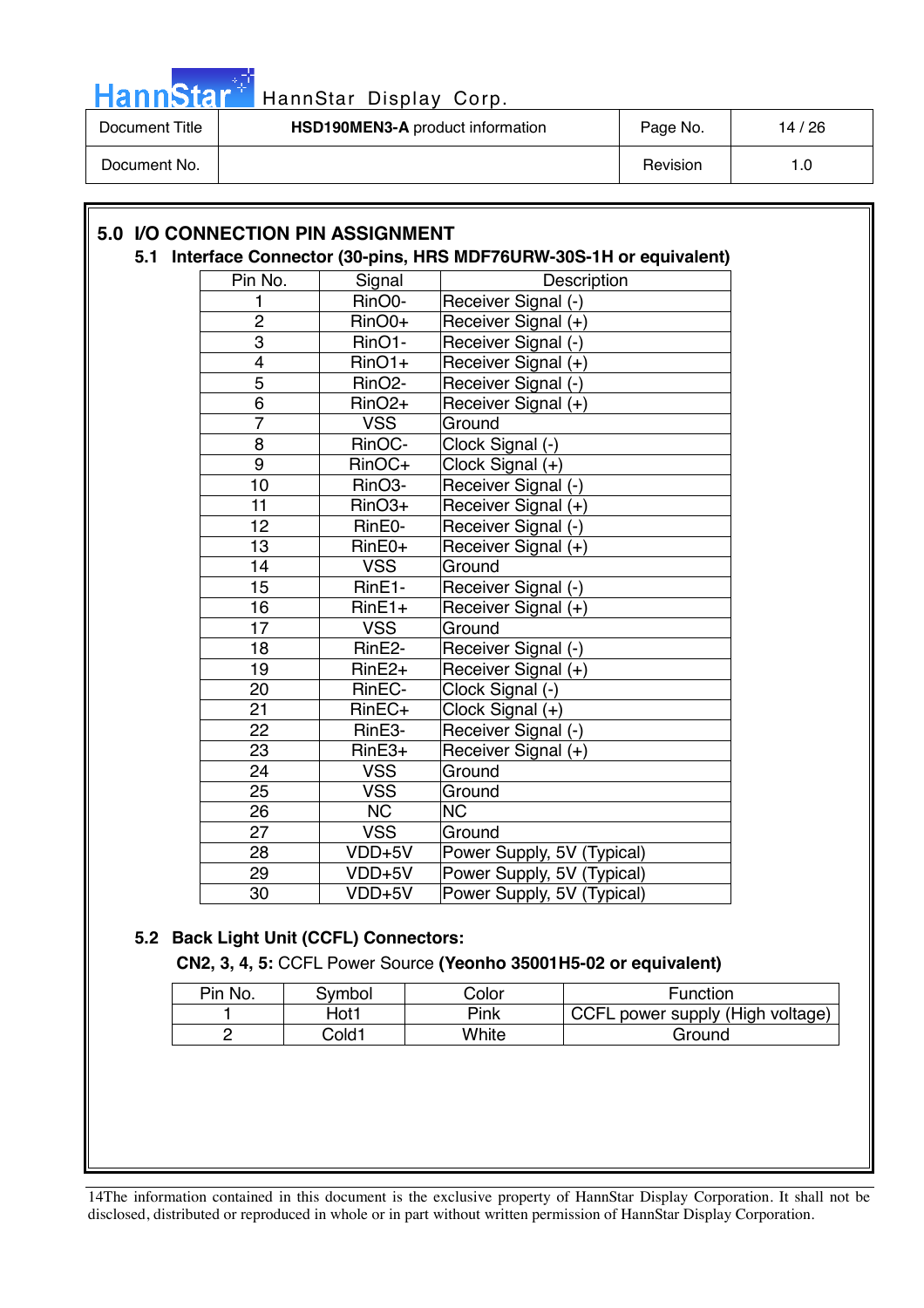## 5.0 I/O CONNECTION PIN ASSIGNMENT

### 5.1 Interface Connector (30-pins, HRS MDF76URW-30S-1H or equivalent)

| Pin No. | Signal | Description |
|---|---|---|
| 1 | RinO0- | Receiver Signal (-) |
| 2 | RinO0+ | Receiver Signal (+) |
| 3 | RinO1- | Receiver Signal (-) |
| 4 | RinO1+ | Receiver Signal (+) |
| 5 | RinO2- | Receiver Signal (-) |
| 6 | RinO2+ | Receiver Signal (+) |
| 7 | VSS | Ground |
| 8 | RinOC- | Clock Signal (-) |
| 9 | RinOC+ | Clock Signal (+) |
| 10 | RinO3- | Receiver Signal (-) |
| 11 | RinO3+ | Receiver Signal (+) |
| 12 | RinE0- | Receiver Signal (-) |
| 13 | RinE0+ | Receiver Signal (+) |
| 14 | VSS | Ground |
| 15 | RinE1- | Receiver Signal (-) |
| 16 | RinE1+ | Receiver Signal (+) |
| 17 | VSS | Ground |
| 18 | RinE2- | Receiver Signal (-) |
| 19 | RinE2+ | Receiver Signal (+) |
| 20 | RinEC- | Clock Signal (-) |
| 21 | RinEC+ | Clock Signal (+) |
| 22 | RinE3- | Receiver Signal (-) |
| 23 | RinE3+ | Receiver Signal (+) |
| 24 | VSS | Ground |
| 25 | VSS | Ground |
| 26 | NC | NC |
| 27 | VSS | Ground |
| 28 | VDD+5V | Power Supply, 5V (Typical) |
| 29 | VDD+5V | Power Supply, 5V (Typical) |
| 30 | VDD+5V | Power Supply, 5V (Typical) |

### 5.2 Back Light Unit (CCFL) Connectors:

**CN2, 3, 4, 5:** CCFL Power Source **(Yeonho 35001H5-02 or equivalent)**

| Pin No. | Symbol | Color | Function |
|---|---|---|---|
| 1 | Hot1 | Pink | CCFL power supply (High voltage) |
| 2 | Cold1 | White | Ground |

14The information contained in this document is the exclusive property of HannStar Display Corporation. It shall not be disclosed, distributed or reproduced in whole or in part without written permission of HannStar Display Corporation.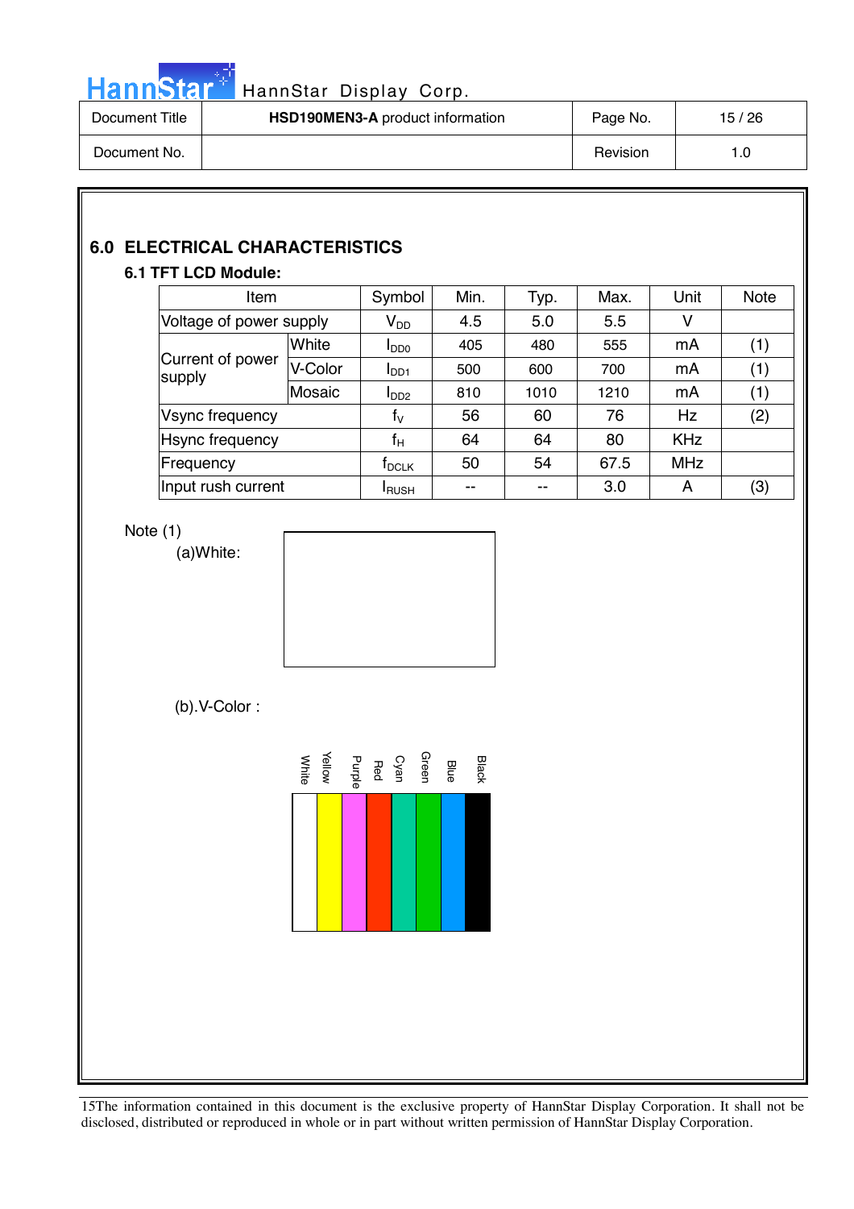## 6.0 ELECTRICAL CHARACTERISTICS

### 6.1 TFT LCD Module:

| Item | | Symbol | Min. | Typ. | Max. | Unit | Note |
|---|---|---|---|---|---|---|---|
| Voltage of power supply | | $V_{DD}$ | 4.5 | 5.0 | 5.5 | V | |
| Current of power supply | White | $I_{DD0}$ | 405 | 480 | 555 | mA | (1) |
| | V-Color | $I_{DD1}$ | 500 | 600 | 700 | mA | (1) |
| | Mosaic | $I_{DD2}$ | 810 | 1010 | 1210 | mA | (1) |
| Vsync frequency | | $f_V$ | 56 | 60 | 76 | Hz | (2) |
| Hsync frequency | | $f_H$ | 64 | 64 | 80 | KHz | |
| Frequency | | $f_{DCLK}$ | 50 | 54 | 67.5 | MHz | |
| Input rush current | | $I_{RUSH}$ | -- | -- | 3.0 | A | (3) |

Note (1)

(a)White:

(b).V-Color :

White, Yellow, Purple, Red, Cyan, Green, Blue, Black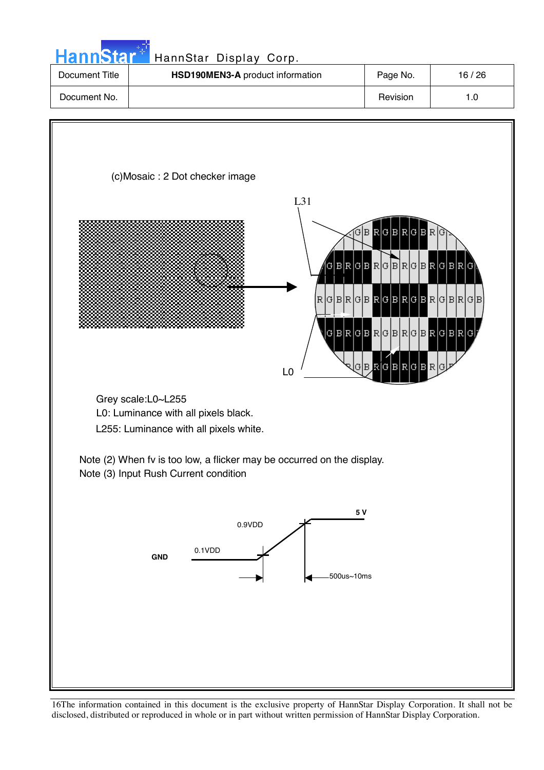(c)Mosaic : 2 Dot checker image

L31

L0

Grey scale:L0~L255

L0: Luminance with all pixels black.

L255: Luminance with all pixels white.

Note (2) When fv is too low, a flicker may be occurred on the display.

Note (3) Input Rush Current condition

5 V

0.9VDD

0.1VDD

GND

500us~10ms

16The information contained in this document is the exclusive property of HannStar Display Corporation. It shall not be disclosed, distributed or reproduced in whole or in part without written permission of HannStar Display Corporation.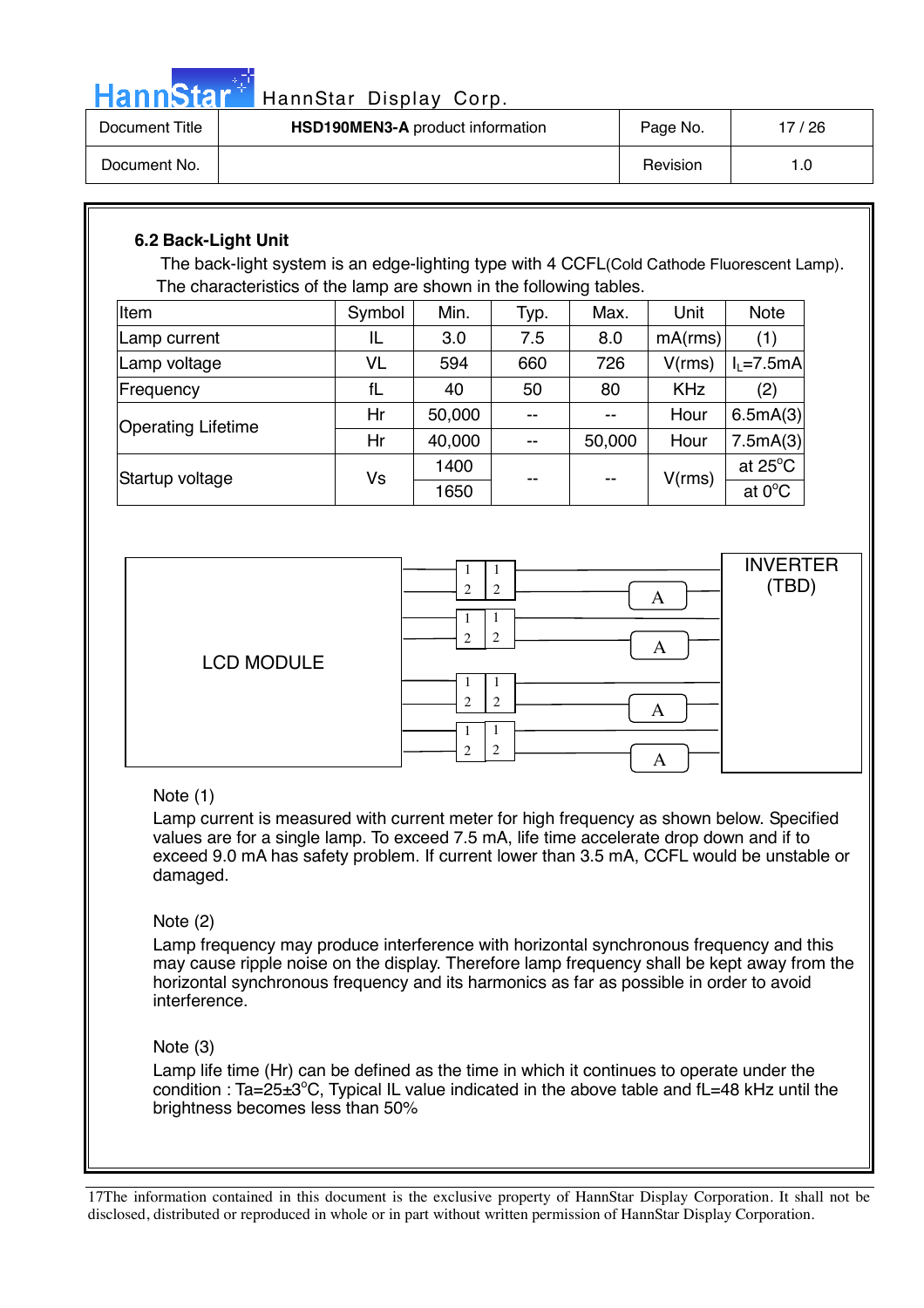## 6.2 Back-Light Unit

The back-light system is an edge-lighting type with 4 CCFL(Cold Cathode Fluorescent Lamp).
The characteristics of the lamp are shown in the following tables.

| Item | Symbol | Min. | Typ. | Max. | Unit | Note |
|---|---|---|---|---|---|---|
| Lamp current | IL | 3.0 | 7.5 | 8.0 | mA(rms) | (1) |
| Lamp voltage | VL | 594 | 660 | 726 | V(rms) | $I_L$=7.5mA |
| Frequency | fL | 40 | 50 | 80 | KHz | (2) |
| Operating Lifetime | Hr | 50,000 | -- | -- | Hour | 6.5mA(3) |
| | Hr | 40,000 | -- | 50,000 | Hour | 7.5mA(3) |
| Startup voltage | Vs | 1400 | -- | -- | V(rms) | at 25°C |
| | | 1650 | | | | at 0°C |

LCD MODULE

INVERTER (TBD)

Note (1)
Lamp current is measured with current meter for high frequency as shown below. Specified values are for a single lamp. To exceed 7.5 mA, life time accelerate drop down and if to exceed 9.0 mA has safety problem. If current lower than 3.5 mA, CCFL would be unstable or damaged.

Note (2)
Lamp frequency may produce interference with horizontal synchronous frequency and this may cause ripple noise on the display. Therefore lamp frequency shall be kept away from the horizontal synchronous frequency and its harmonics as far as possible in order to avoid interference.

Note (3)
Lamp life time (Hr) can be defined as the time in which it continues to operate under the condition : Ta=25±3°C, Typical IL value indicated in the above table and fL=48 kHz until the brightness becomes less than 50%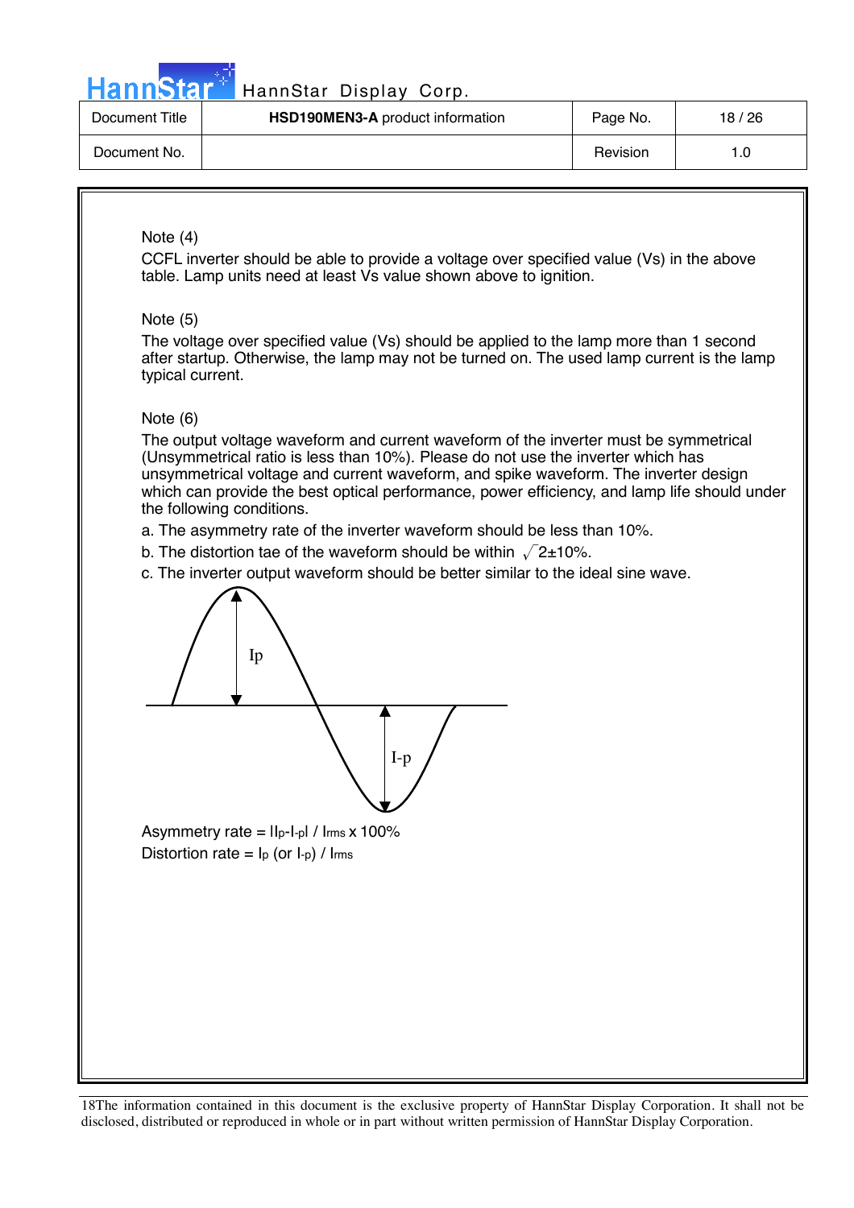Note (4)

CCFL inverter should be able to provide a voltage over specified value (Vs) in the above table. Lamp units need at least Vs value shown above to ignition.

Note (5)

The voltage over specified value (Vs) should be applied to the lamp more than 1 second after startup. Otherwise, the lamp may not be turned on. The used lamp current is the lamp typical current.

Note (6)

The output voltage waveform and current waveform of the inverter must be symmetrical (Unsymmetrical ratio is less than 10%). Please do not use the inverter which has unsymmetrical voltage and current waveform, and spike waveform. The inverter design which can provide the best optical performance, power efficiency, and lamp life should under the following conditions.

a. The asymmetry rate of the inverter waveform should be less than 10%.

b. The distortion tae of the waveform should be within $\sqrt{2}$±10%.

c. The inverter output waveform should be better similar to the ideal sine wave.

Ip

I-p

Asymmetry rate = $|I_p - I_{-p}| / I_{rms}$ x 100%

Distortion rate = $I_p$ (or $I_{-p}$) / $I_{rms}$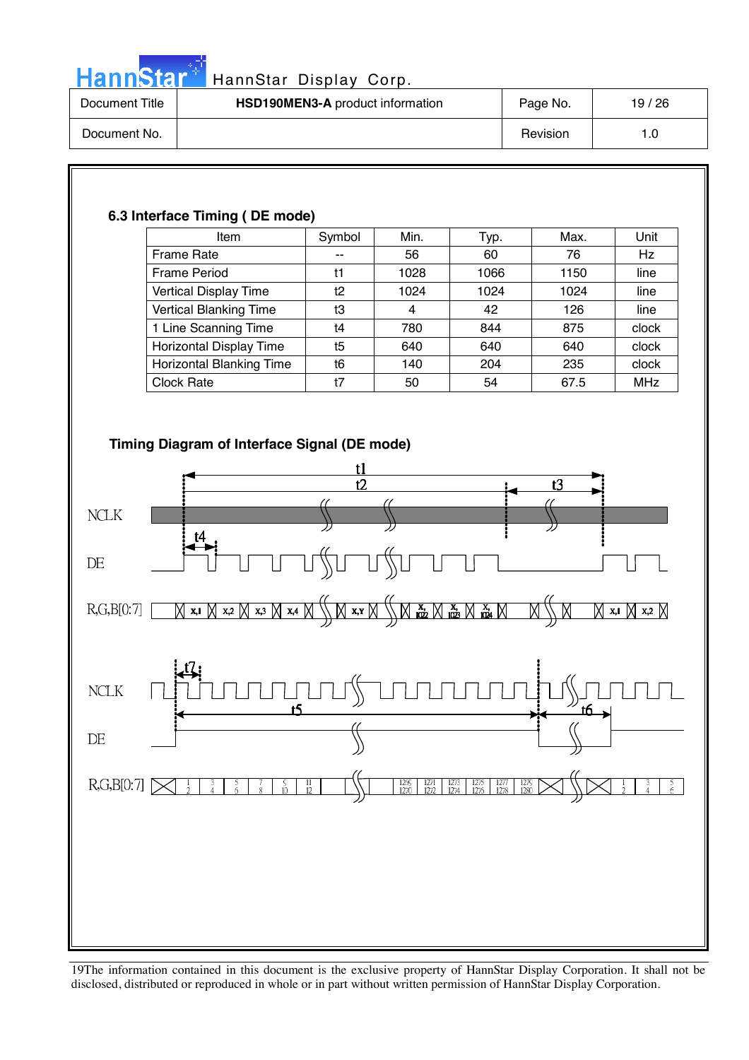### 6.3 Interface Timing ( DE mode)

| Item | Symbol | Min. | Typ. | Max. | Unit |
|---|---|---|---|---|---|
| Frame Rate | -- | 56 | 60 | 76 | Hz |
| Frame Period | t1 | 1028 | 1066 | 1150 | line |
| Vertical Display Time | t2 | 1024 | 1024 | 1024 | line |
| Vertical Blanking Time | t3 | 4 | 42 | 126 | line |
| 1 Line Scanning Time | t4 | 780 | 844 | 875 | clock |
| Horizontal Display Time | t5 | 640 | 640 | 640 | clock |
| Horizontal Blanking Time | t6 | 140 | 204 | 235 | clock |
| Clock Rate | t7 | 50 | 54 | 67.5 | MHz |

**Timing Diagram of Interface Signal (DE mode)**

NCLK

DE

R,G,B[0:7] x,1 x,2 x,3 x,4 x,Y x,1022 x,1023 x,1024 x,1 x,2

t1 t2 t3 t4

NCLK

DE

R,G,B[0:7] 1/2 3/4 5/6 7/8 9/10 11/12 1269/1270 1271/1272 1273/1274 1275/1276 1277/1278 1279/1280 1/2 3/4 5/6

t7 t5 t6

19The information contained in this document is the exclusive property of HannStar Display Corporation. It shall not be disclosed, distributed or reproduced in whole or in part without written permission of HannStar Display Corporation.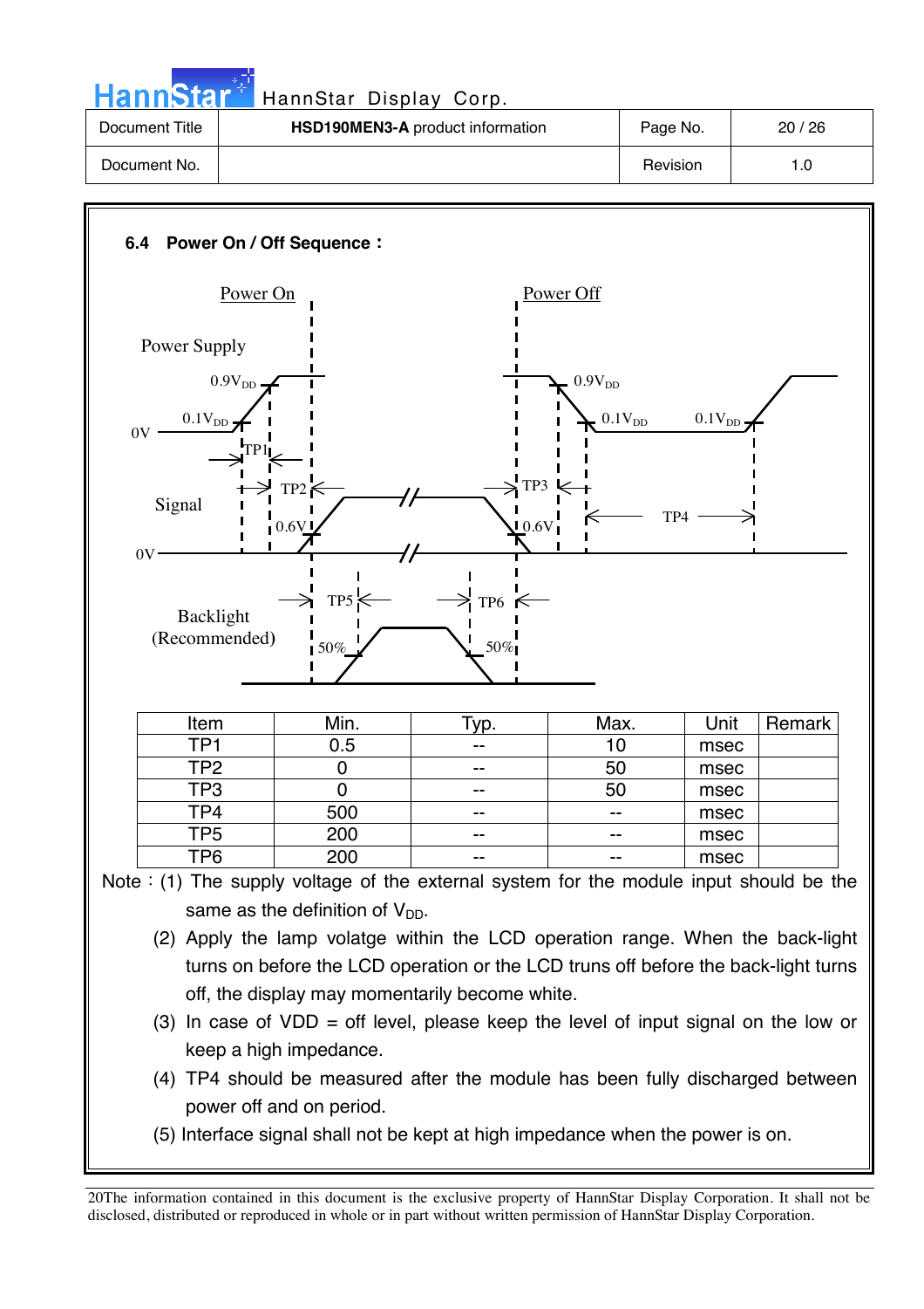### 6.4 Power On / Off Sequence：

| Item | Min. | Typ. | Max. | Unit | Remark |
|---|---|---|---|---|---|
| TP1 | 0.5 | -- | 10 | msec | |
| TP2 | 0 | -- | 50 | msec | |
| TP3 | 0 | -- | 50 | msec | |
| TP4 | 500 | -- | -- | msec | |
| TP5 | 200 | -- | -- | msec | |
| TP6 | 200 | -- | -- | msec | |

Note：(1) The supply voltage of the external system for the module input should be the same as the definition of $V_{DD}$.

(2) Apply the lamp volatge within the LCD operation range. When the back-light turns on before the LCD operation or the LCD truns off before the back-light turns off, the display may momentarily become white.

(3) In case of VDD = off level, please keep the level of input signal on the low or keep a high impedance.

(4) TP4 should be measured after the module has been fully discharged between power off and on period.

(5) Interface signal shall not be kept at high impedance when the power is on.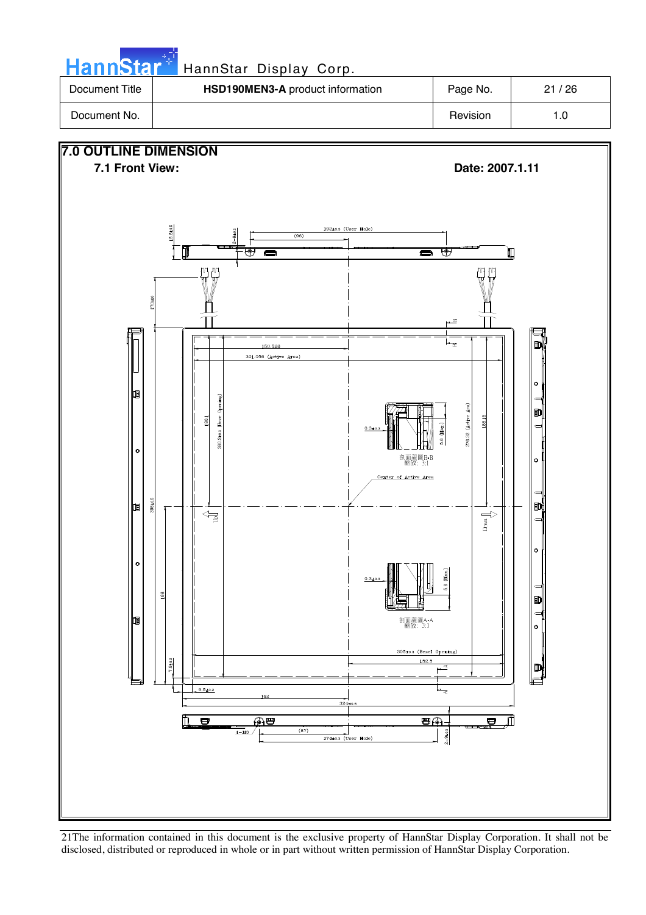| Document Title | **HSD190MEN3-A** product information | Page No. | 21 / 26 |
| --- | --- | --- | --- |
| Document No. | | Revision | 1.0 |

## 7.0 OUTLINE DIMENSION

### 7.1 Front View:

**Date: 2007.1.11**

192±0.3 (User Hole)

(96)

13.5±0.5

2−Φ±0.3

170±10

150.528

301.056 (Active Area)

(190.1)

380.2±0.3 (Bezel Opening)

0.3±0.3

5.6 (Max)

376.32 (Active Area)

188.16

剖面視圖B-B
縮放: 3:1

Center of Active Area

Up

Down

396±0.5

198

0.3±0.3

5.6 (Max)

剖面視圖A-A
縮放: 3:1

305±0.3 (Bezel Opening)

152.5

7.9±0.2

9.5±0.2

162

324±0.5

4−M3

(87)

174±0.3 (User Hole)

2−Φ±0.3

21The information contained in this document is the exclusive property of HannStar Display Corporation. It shall not be disclosed, distributed or reproduced in whole or in part without written permission of HannStar Display Corporation.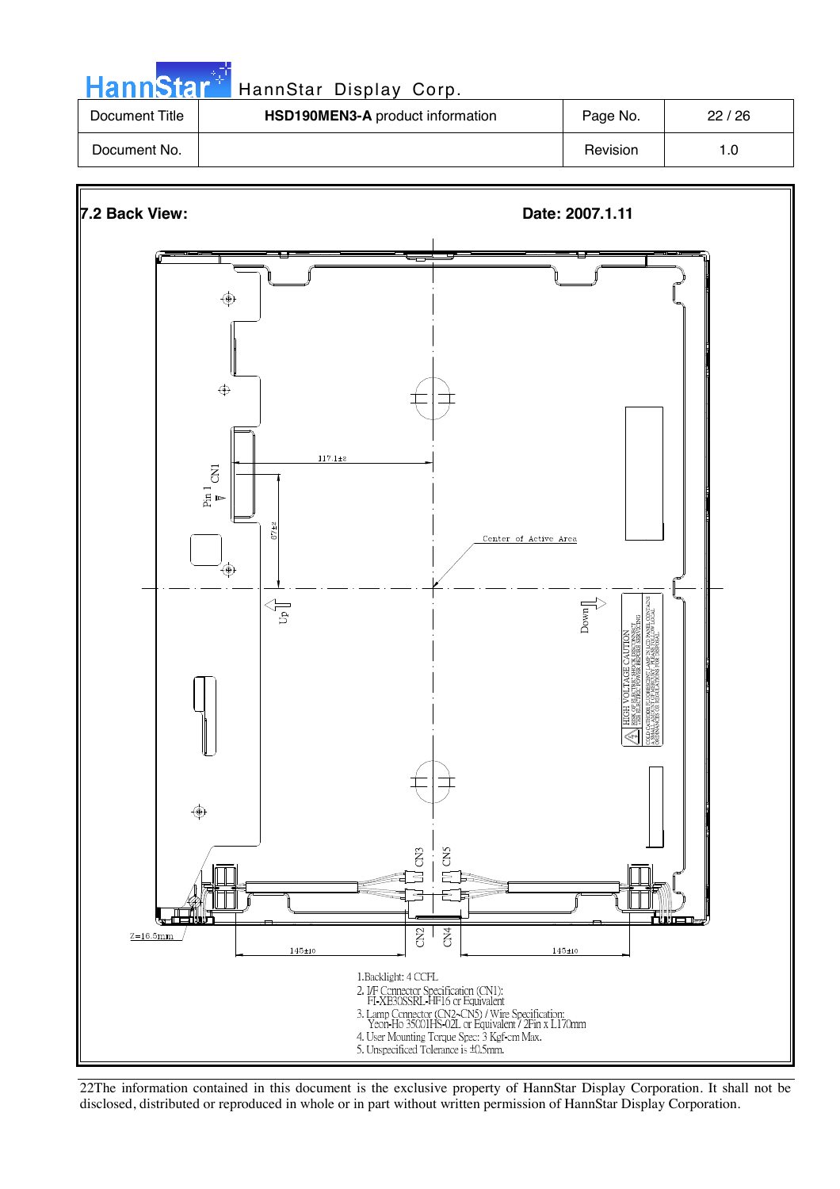| Document Title | **HSD190MEN3-A** product information | Page No. | 22 / 26 |
|---|---|---|---|
| Document No. | | Revision | 1.0 |

## 7.2 Back View:

**Date: 2007.1.11**

1. Backlight: 4 CCFL
2. I/F Connector Specification (CN1): FI-XB30SSRL-HF16 or Equivalent
3. Lamp Connector (CN2~CN5) / Wire Specification: Yeon-Ho 35001HS-02L or Equivalent / 2Pin x L170mm
4. User Mounting Torque Spec: 3 Kgf-cm Max.
5. Unspecified Tolerance is ±0.5mm.

The information contained in this document is the exclusive property of HannStar Display Corporation. It shall not be disclosed, distributed or reproduced in whole or in part without written permission of HannStar Display Corporation.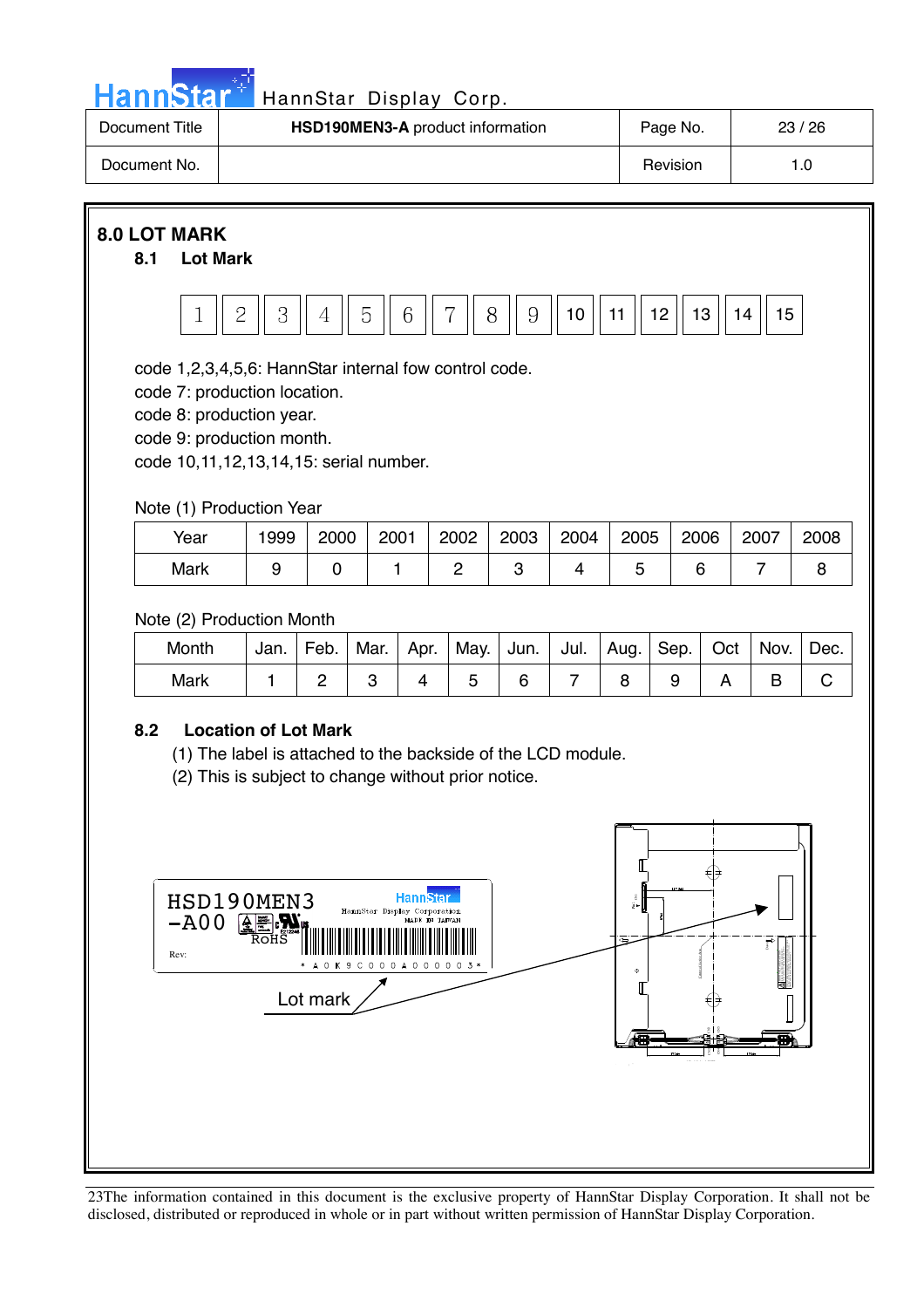## 8.0 LOT MARK

### 8.1 Lot Mark

| 1 | 2 | 3 | 4 | 5 | 6 | 7 | 8 | 9 | 10 | 11 | 12 | 13 | 14 | 15 |
|---|---|---|---|---|---|---|---|---|---|---|---|---|---|---|

code 1,2,3,4,5,6: HannStar internal fow control code.
code 7: production location.
code 8: production year.
code 9: production month.
code 10,11,12,13,14,15: serial number.

Note (1) Production Year

| Year | 1999 | 2000 | 2001 | 2002 | 2003 | 2004 | 2005 | 2006 | 2007 | 2008 |
|---|---|---|---|---|---|---|---|---|---|---|
| Mark | 9 | 0 | 1 | 2 | 3 | 4 | 5 | 6 | 7 | 8 |

Note (2) Production Month

| Month | Jan. | Feb. | Mar. | Apr. | May. | Jun. | Jul. | Aug. | Sep. | Oct | Nov. | Dec. |
|---|---|---|---|---|---|---|---|---|---|---|---|---|
| Mark | 1 | 2 | 3 | 4 | 5 | 6 | 7 | 8 | 9 | A | B | C |

### 8.2 Location of Lot Mark

(1) The label is attached to the backside of the LCD module.
(2) This is subject to change without prior notice.

HSD190MEN3
-A00
RoHS
HannStar
HannStar Display Corporation
MADE IN TAIWAN
Rev:
* A 0 K 9 C 0 0 0 A 0 0 0 0 0 3 *

Lot mark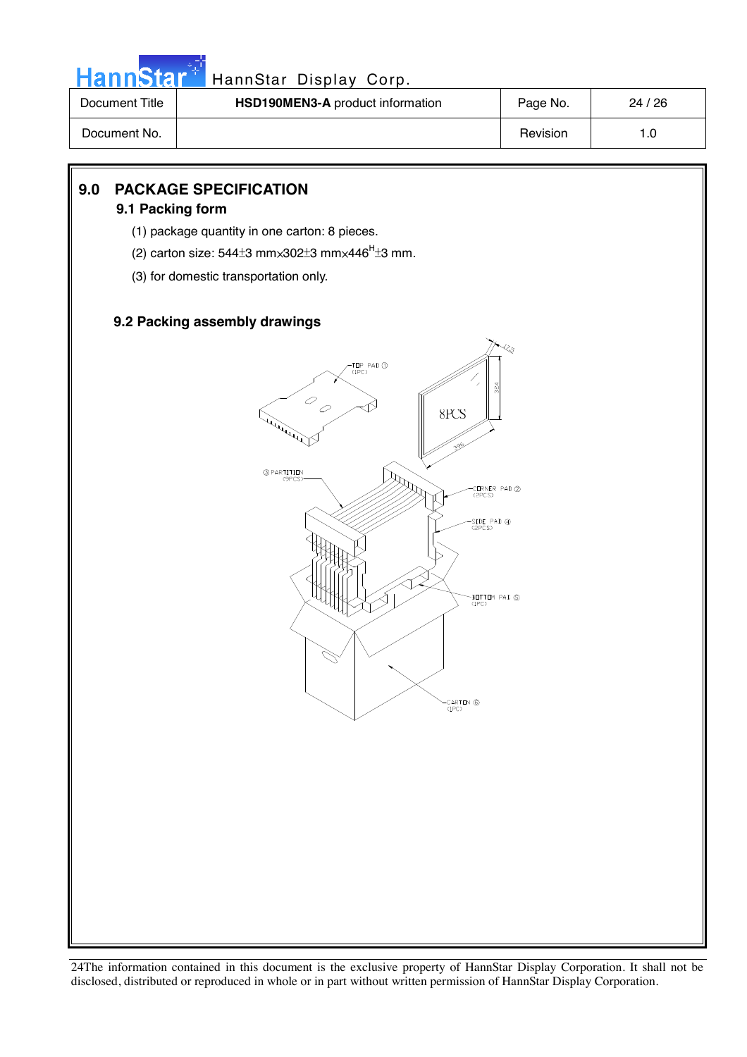## 9.0 PACKAGE SPECIFICATION

### 9.1 Packing form

(1) package quantity in one carton: 8 pieces.

(2) carton size: 544±3 mm×302±3 mm×446[H]±3 mm.

(3) for domestic transportation only.

### 9.2 Packing assembly drawings

24The information contained in this document is the exclusive property of HannStar Display Corporation. It shall not be disclosed, distributed or reproduced in whole or in part without written permission of HannStar Display Corporation.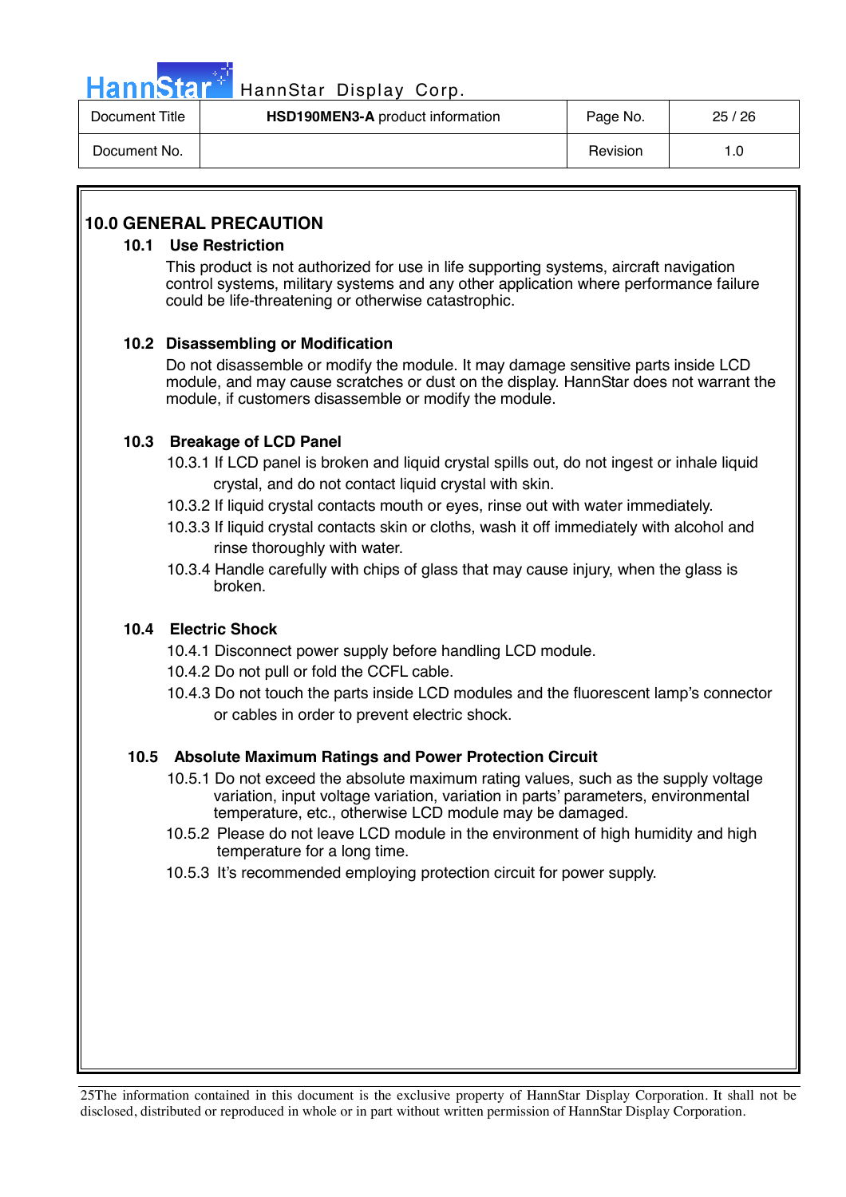## 10.0 GENERAL PRECAUTION

### 10.1 Use Restriction

This product is not authorized for use in life supporting systems, aircraft navigation control systems, military systems and any other application where performance failure could be life-threatening or otherwise catastrophic.

### 10.2 Disassembling or Modification

Do not disassemble or modify the module. It may damage sensitive parts inside LCD module, and may cause scratches or dust on the display. HannStar does not warrant the module, if customers disassemble or modify the module.

### 10.3 Breakage of LCD Panel

10.3.1 If LCD panel is broken and liquid crystal spills out, do not ingest or inhale liquid crystal, and do not contact liquid crystal with skin.

10.3.2 If liquid crystal contacts mouth or eyes, rinse out with water immediately.

10.3.3 If liquid crystal contacts skin or cloths, wash it off immediately with alcohol and rinse thoroughly with water.

10.3.4 Handle carefully with chips of glass that may cause injury, when the glass is broken.

### 10.4 Electric Shock

10.4.1 Disconnect power supply before handling LCD module.

10.4.2 Do not pull or fold the CCFL cable.

10.4.3 Do not touch the parts inside LCD modules and the fluorescent lamp's connector or cables in order to prevent electric shock.

### 10.5 Absolute Maximum Ratings and Power Protection Circuit

10.5.1 Do not exceed the absolute maximum rating values, such as the supply voltage variation, input voltage variation, variation in parts' parameters, environmental temperature, etc., otherwise LCD module may be damaged.

10.5.2 Please do not leave LCD module in the environment of high humidity and high temperature for a long time.

10.5.3 It's recommended employing protection circuit for power supply.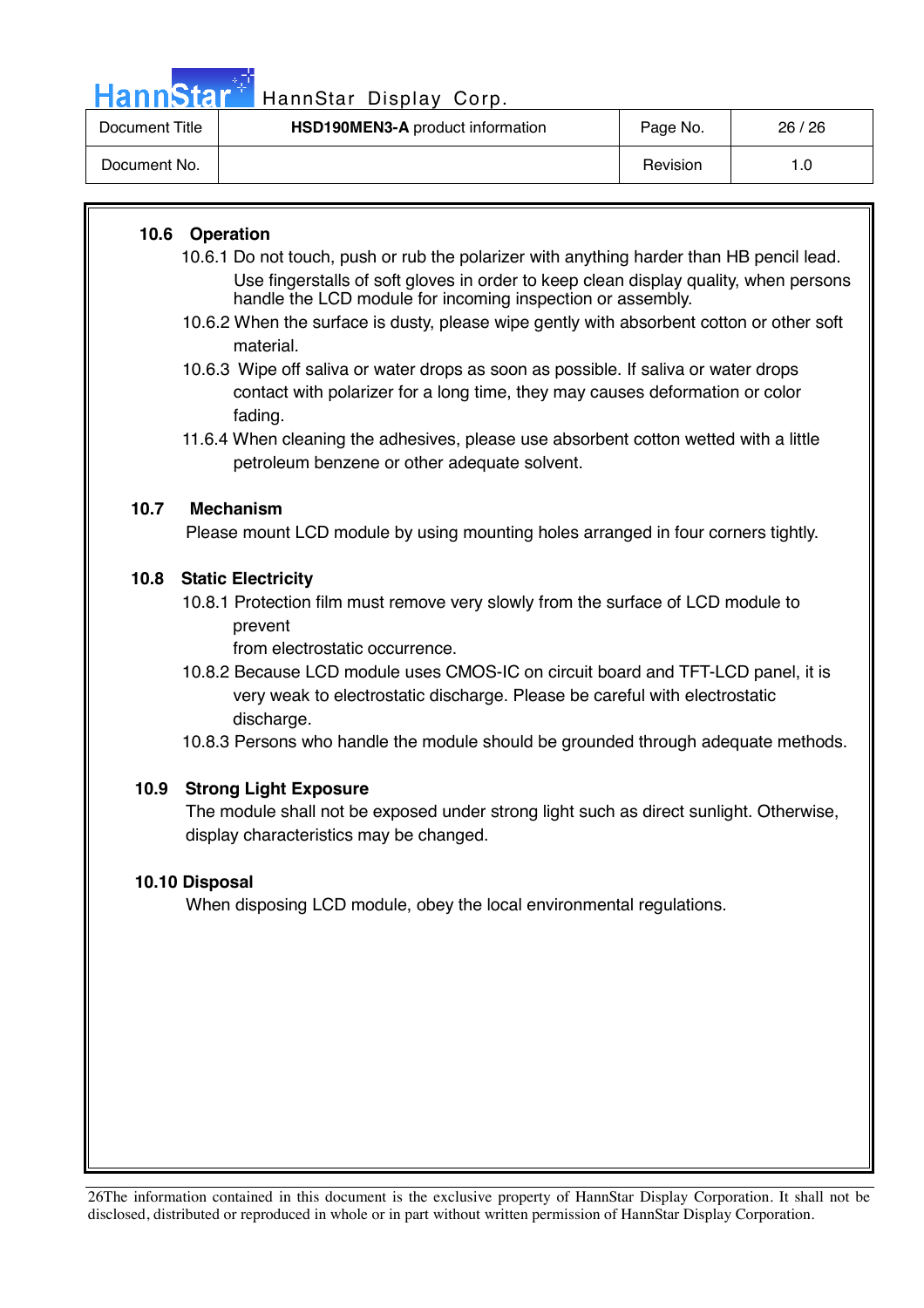### 10.6 Operation

10.6.1 Do not touch, push or rub the polarizer with anything harder than HB pencil lead. Use fingerstalls of soft gloves in order to keep clean display quality, when persons handle the LCD module for incoming inspection or assembly.

10.6.2 When the surface is dusty, please wipe gently with absorbent cotton or other soft material.

10.6.3 Wipe off saliva or water drops as soon as possible. If saliva or water drops contact with polarizer for a long time, they may causes deformation or color fading.

11.6.4 When cleaning the adhesives, please use absorbent cotton wetted with a little petroleum benzene or other adequate solvent.

### 10.7 Mechanism

Please mount LCD module by using mounting holes arranged in four corners tightly.

### 10.8 Static Electricity

10.8.1 Protection film must remove very slowly from the surface of LCD module to prevent from electrostatic occurrence.

10.8.2 Because LCD module uses CMOS-IC on circuit board and TFT-LCD panel, it is very weak to electrostatic discharge. Please be careful with electrostatic discharge.

10.8.3 Persons who handle the module should be grounded through adequate methods.

### 10.9 Strong Light Exposure

The module shall not be exposed under strong light such as direct sunlight. Otherwise, display characteristics may be changed.

### 10.10 Disposal

When disposing LCD module, obey the local environmental regulations.